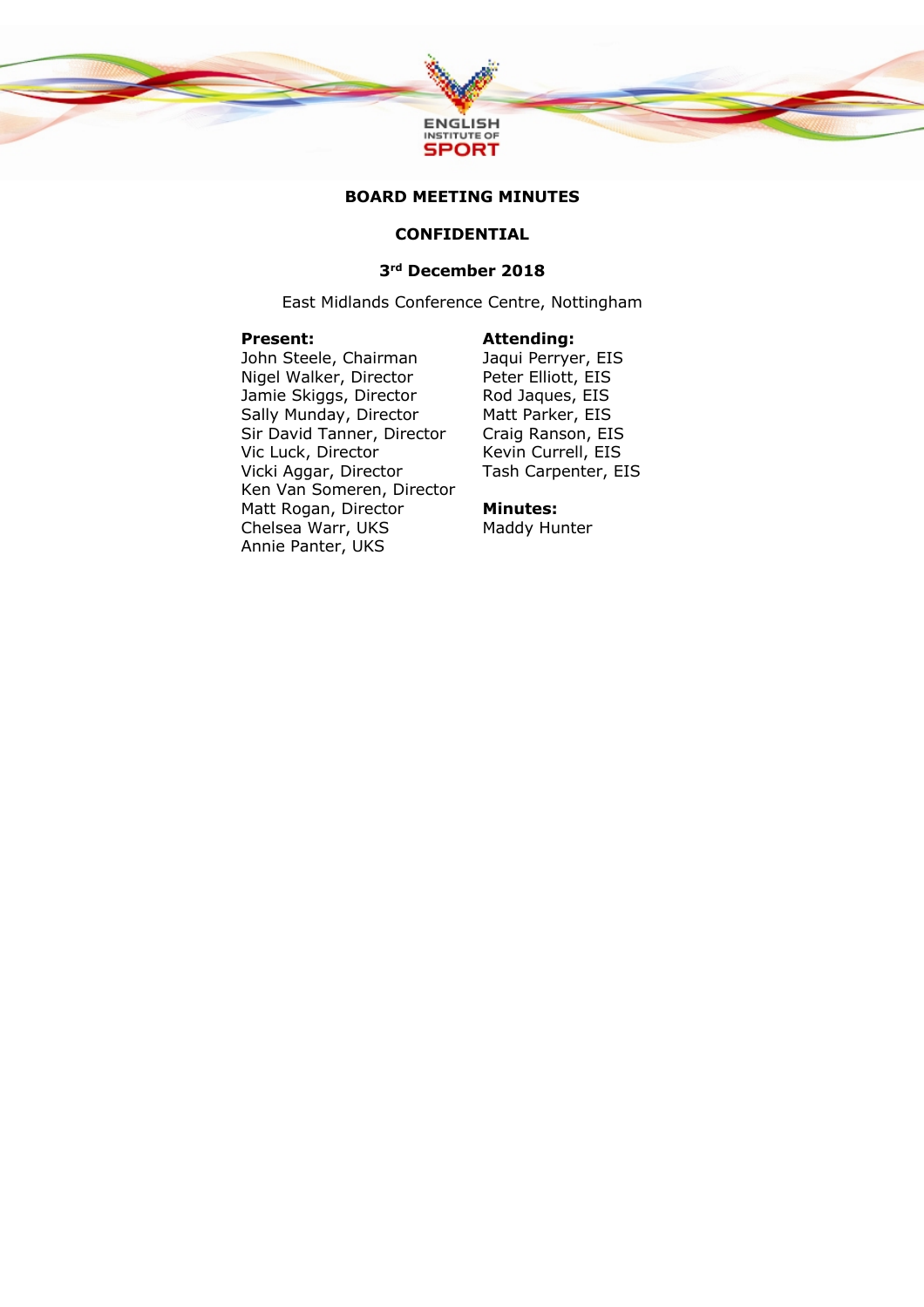**BOARD MEETING MINUTES**

**CONFIDENTIAL**

**3rd December 2018**

East Midlands Conference Centre, Nottingham

**Present:**
John Steele, Chairman
Nigel Walker, Director
Jamie Skiggs, Director
Sally Munday, Director
Sir David Tanner, Director
Vic Luck, Director
Vicki Aggar, Director
Ken Van Someren, Director
Matt Rogan, Director
Chelsea Warr, UKS
Annie Panter, UKS

**Attending:**
Jaqui Perryer, EIS
Peter Elliott, EIS
Rod Jaques, EIS
Matt Parker, EIS
Craig Ranson, EIS
Kevin Currell, EIS
Tash Carpenter, EIS

**Minutes:**
Maddy Hunter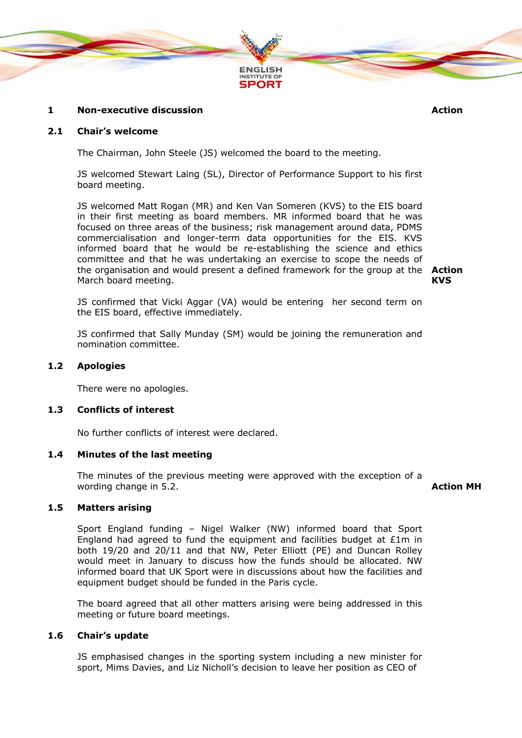**1 Non-executive discussion** **Action**

**2.1 Chair's welcome**

The Chairman, John Steele (JS) welcomed the board to the meeting.

JS welcomed Stewart Laing (SL), Director of Performance Support to his first board meeting.

JS welcomed Matt Rogan (MR) and Ken Van Someren (KVS) to the EIS board in their first meeting as board members. MR informed board that he was focused on three areas of the business; risk management around data, PDMS commercialisation and longer-term data opportunities for the EIS. KVS informed board that he would be re-establishing the science and ethics committee and that he was undertaking an exercise to scope the needs of the organisation and would present a defined framework for the group at the March board meeting. **Action KVS**

JS confirmed that Vicki Aggar (VA) would be entering her second term on the EIS board, effective immediately.

JS confirmed that Sally Munday (SM) would be joining the remuneration and nomination committee.

**1.2 Apologies**

There were no apologies.

**1.3 Conflicts of interest**

No further conflicts of interest were declared.

**1.4 Minutes of the last meeting**

The minutes of the previous meeting were approved with the exception of a wording change in 5.2. **Action MH**

**1.5 Matters arising**

Sport England funding – Nigel Walker (NW) informed board that Sport England had agreed to fund the equipment and facilities budget at £1m in both 19/20 and 20/11 and that NW, Peter Elliott (PE) and Duncan Rolley would meet in January to discuss how the funds should be allocated. NW informed board that UK Sport were in discussions about how the facilities and equipment budget should be funded in the Paris cycle.

The board agreed that all other matters arising were being addressed in this meeting or future board meetings.

**1.6 Chair's update**

JS emphasised changes in the sporting system including a new minister for sport, Mims Davies, and Liz Nicholl's decision to leave her position as CEO of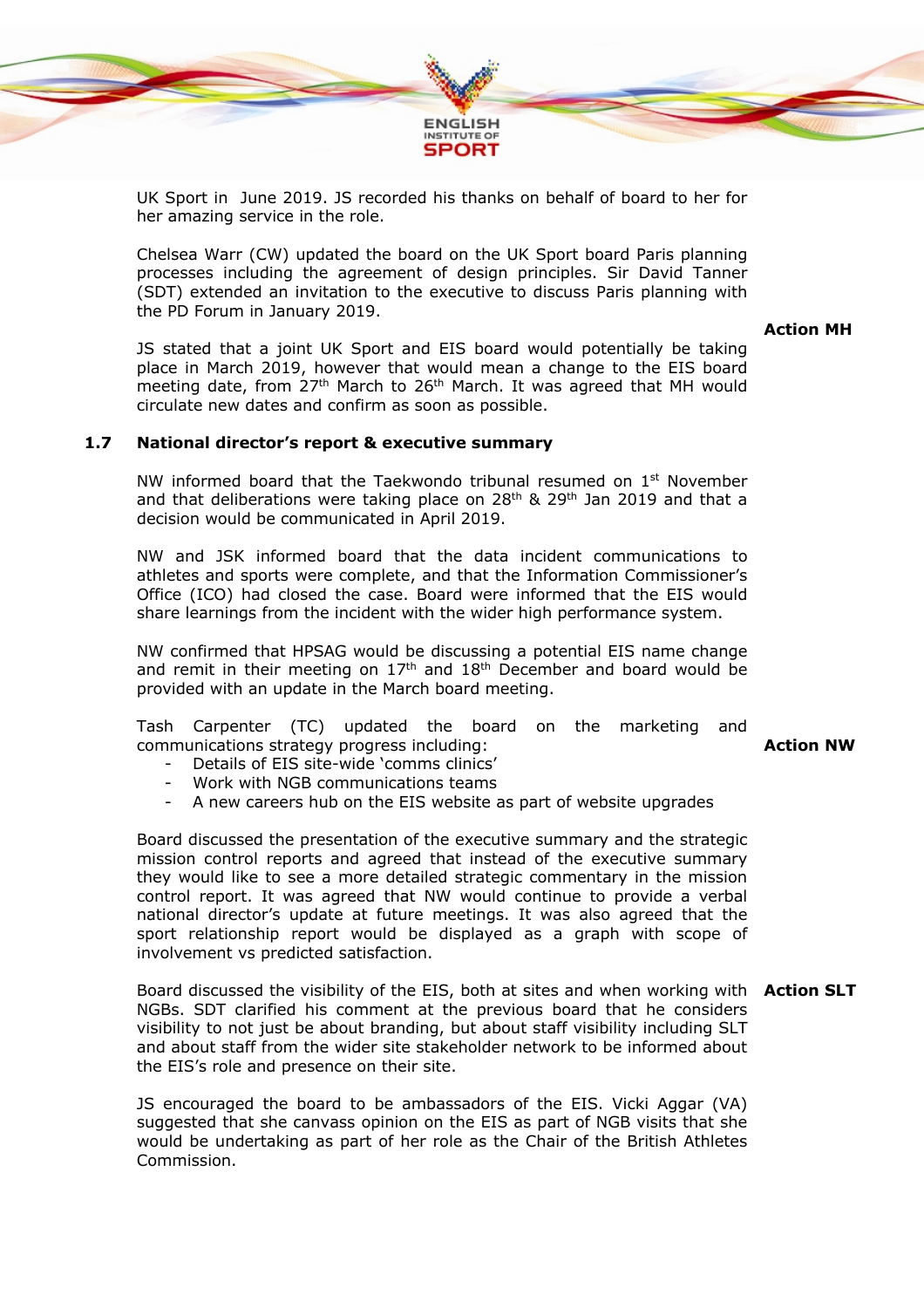UK Sport in June 2019. JS recorded his thanks on behalf of board to her for her amazing service in the role.

Chelsea Warr (CW) updated the board on the UK Sport board Paris planning processes including the agreement of design principles. Sir David Tanner (SDT) extended an invitation to the executive to discuss Paris planning with the PD Forum in January 2019.

**Action MH**

JS stated that a joint UK Sport and EIS board would potentially be taking place in March 2019, however that would mean a change to the EIS board meeting date, from 27th March to 26th March. It was agreed that MH would circulate new dates and confirm as soon as possible.

## 1.7 National director's report & executive summary

NW informed board that the Taekwondo tribunal resumed on 1st November and that deliberations were taking place on 28th & 29th Jan 2019 and that a decision would be communicated in April 2019.

NW and JSK informed board that the data incident communications to athletes and sports were complete, and that the Information Commissioner's Office (ICO) had closed the case. Board were informed that the EIS would share learnings from the incident with the wider high performance system.

NW confirmed that HPSAG would be discussing a potential EIS name change and remit in their meeting on 17th and 18th December and board would be provided with an update in the March board meeting.

Tash Carpenter (TC) updated the board on the marketing and communications strategy progress including:

**Action NW**

- Details of EIS site-wide 'comms clinics'
- Work with NGB communications teams
- A new careers hub on the EIS website as part of website upgrades

Board discussed the presentation of the executive summary and the strategic mission control reports and agreed that instead of the executive summary they would like to see a more detailed strategic commentary in the mission control report. It was agreed that NW would continue to provide a verbal national director's update at future meetings. It was also agreed that the sport relationship report would be displayed as a graph with scope of involvement vs predicted satisfaction.

Board discussed the visibility of the EIS, both at sites and when working with NGBs. SDT clarified his comment at the previous board that he considers visibility to not just be about branding, but about staff visibility including SLT and about staff from the wider site stakeholder network to be informed about the EIS's role and presence on their site.

**Action SLT**

JS encouraged the board to be ambassadors of the EIS. Vicki Aggar (VA) suggested that she canvass opinion on the EIS as part of NGB visits that she would be undertaking as part of her role as the Chair of the British Athletes Commission.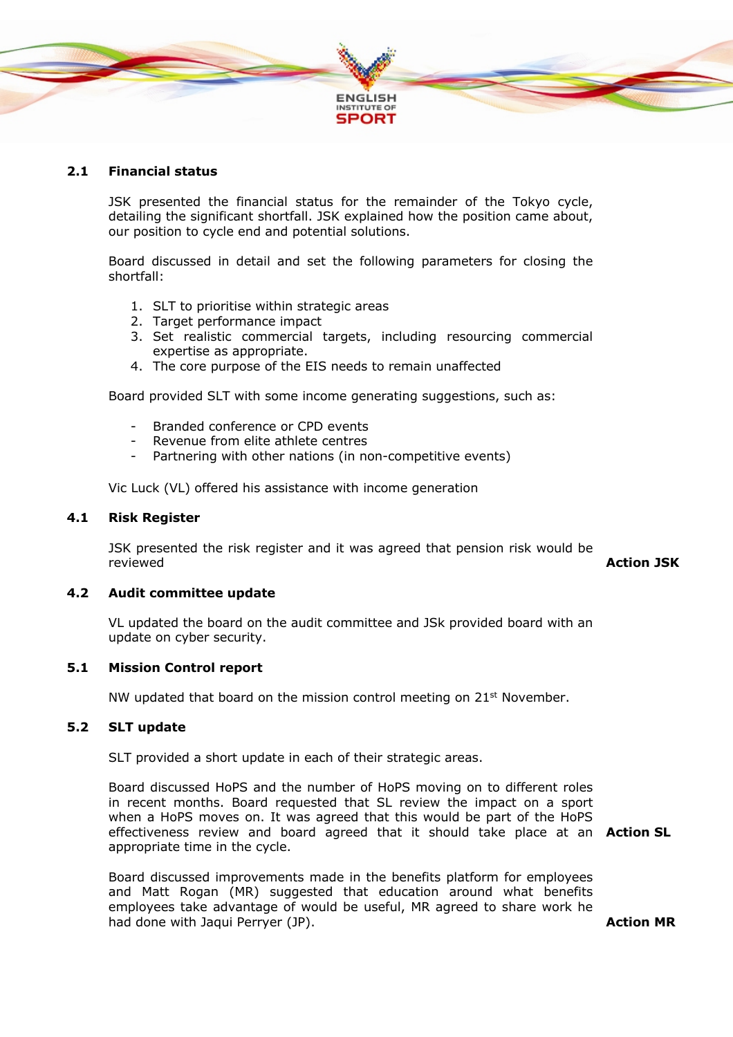## 2.1 Financial status

JSK presented the financial status for the remainder of the Tokyo cycle, detailing the significant shortfall. JSK explained how the position came about, our position to cycle end and potential solutions.

Board discussed in detail and set the following parameters for closing the shortfall:

1. SLT to prioritise within strategic areas
2. Target performance impact
3. Set realistic commercial targets, including resourcing commercial expertise as appropriate.
4. The core purpose of the EIS needs to remain unaffected

Board provided SLT with some income generating suggestions, such as:

- Branded conference or CPD events
- Revenue from elite athlete centres
- Partnering with other nations (in non-competitive events)

Vic Luck (VL) offered his assistance with income generation

## 4.1 Risk Register

JSK presented the risk register and it was agreed that pension risk would be reviewed **Action JSK**

## 4.2 Audit committee update

VL updated the board on the audit committee and JSk provided board with an update on cyber security.

## 5.1 Mission Control report

NW updated that board on the mission control meeting on 21st November.

## 5.2 SLT update

SLT provided a short update in each of their strategic areas.

Board discussed HoPS and the number of HoPS moving on to different roles in recent months. Board requested that SL review the impact on a sport when a HoPS moves on. It was agreed that this would be part of the HoPS effectiveness review and board agreed that it should take place at an appropriate time in the cycle. **Action SL**

Board discussed improvements made in the benefits platform for employees and Matt Rogan (MR) suggested that education around what benefits employees take advantage of would be useful, MR agreed to share work he had done with Jaqui Perryer (JP). **Action MR**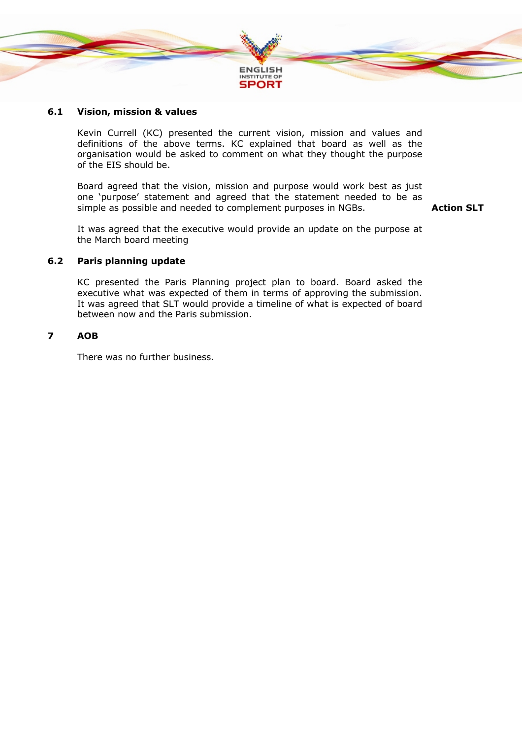## 6.1 Vision, mission & values

Kevin Currell (KC) presented the current vision, mission and values and definitions of the above terms. KC explained that board as well as the organisation would be asked to comment on what they thought the purpose of the EIS should be.

Board agreed that the vision, mission and purpose would work best as just one 'purpose' statement and agreed that the statement needed to be as simple as possible and needed to complement purposes in NGBs. **Action SLT**

It was agreed that the executive would provide an update on the purpose at the March board meeting

## 6.2 Paris planning update

KC presented the Paris Planning project plan to board. Board asked the executive what was expected of them in terms of approving the submission. It was agreed that SLT would provide a timeline of what is expected of board between now and the Paris submission.

## 7 AOB

There was no further business.